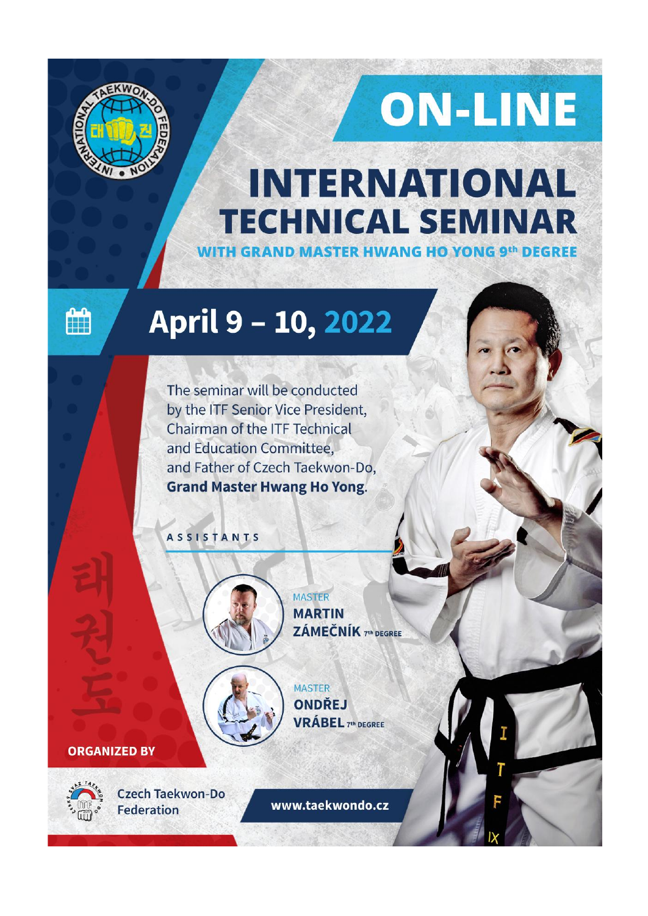# ON-LINE

# INTERNATIONAL TECHNICAL SEMINAR

## WITH GRAND MASTER HWANG HO YONG 9th DEGREE

## April 9 – 10, 2022

The seminar will be conducted by the ITF Senior Vice President, Chairman of the ITF Technical and Education Committee, and Father of Czech Taekwon-Do, **Grand Master Hwang Ho Yong**.

### ASSISTANTS

MASTER
**MARTIN ZÁMEČNÍK** 7th DEGREE

MASTER
**ONDŘEJ VRÁBEL** 7th DEGREE

**ORGANIZED BY**

Czech Taekwon-Do Federation

**www.taekwondo.cz**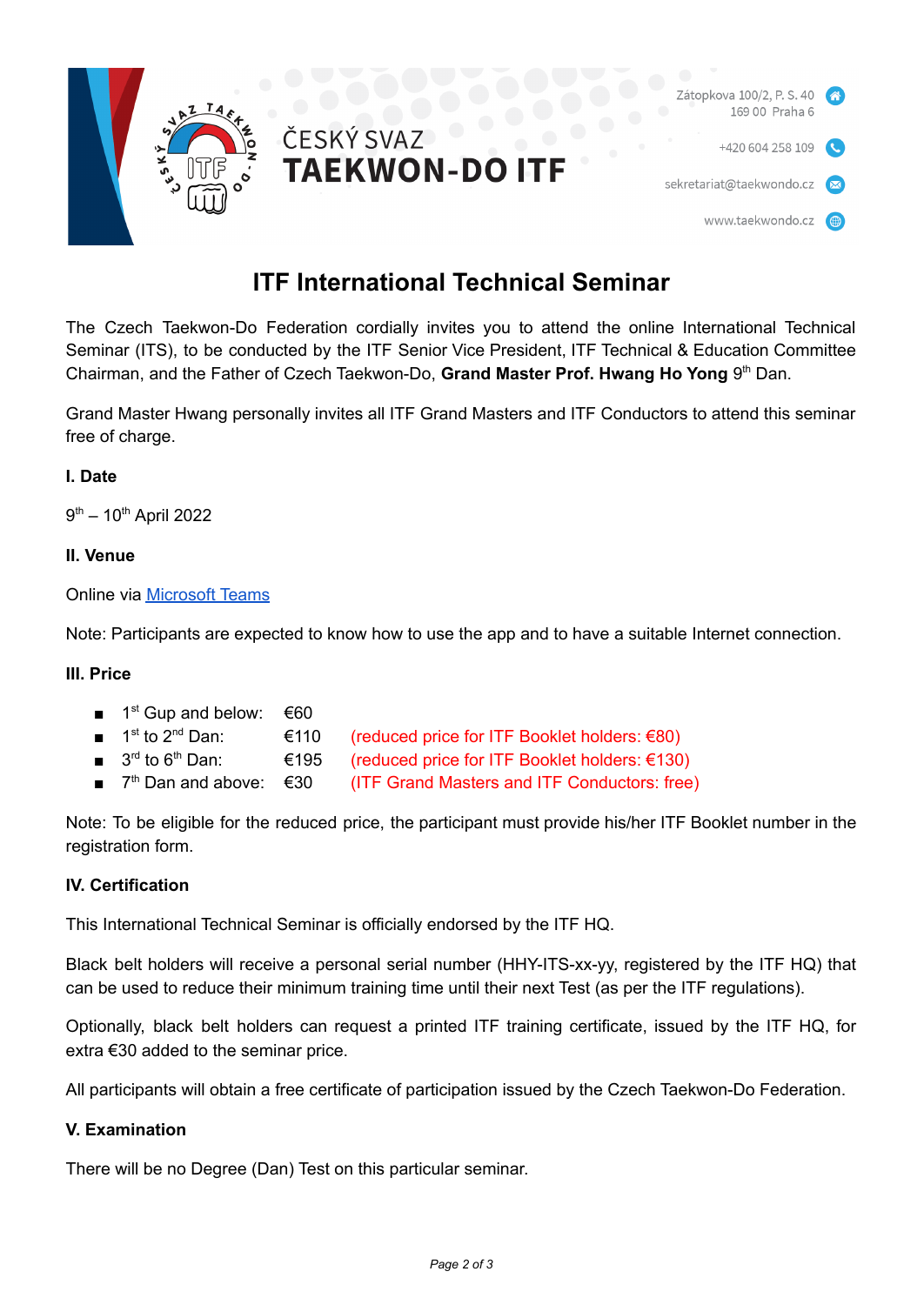ČESKÝ SVAZ
**TAEKWON-DO ITF**

Zátopkova 100/2, P. S. 40
169 00 Praha 6

+420 604 258 109

sekretariat@taekwondo.cz

www.taekwondo.cz

# ITF International Technical Seminar

The Czech Taekwon-Do Federation cordially invites you to attend the online International Technical Seminar (ITS), to be conducted by the ITF Senior Vice President, ITF Technical & Education Committee Chairman, and the Father of Czech Taekwon-Do, **Grand Master Prof. Hwang Ho Yong** 9th Dan.

Grand Master Hwang personally invites all ITF Grand Masters and ITF Conductors to attend this seminar free of charge.

**I. Date**

9th – 10th April 2022

**II. Venue**

Online via [Microsoft Teams]()

Note: Participants are expected to know how to use the app and to have a suitable Internet connection.

**III. Price**

- 1st Gup and below: €60
- 1st to 2nd Dan: €110 (reduced price for ITF Booklet holders: €80)
- 3rd to 6th Dan: €195 (reduced price for ITF Booklet holders: €130)
- 7th Dan and above: €30 (ITF Grand Masters and ITF Conductors: free)

Note: To be eligible for the reduced price, the participant must provide his/her ITF Booklet number in the registration form.

**IV. Certification**

This International Technical Seminar is officially endorsed by the ITF HQ.

Black belt holders will receive a personal serial number (HHY-ITS-xx-yy, registered by the ITF HQ) that can be used to reduce their minimum training time until their next Test (as per the ITF regulations).

Optionally, black belt holders can request a printed ITF training certificate, issued by the ITF HQ, for extra €30 added to the seminar price.

All participants will obtain a free certificate of participation issued by the Czech Taekwon-Do Federation.

**V. Examination**

There will be no Degree (Dan) Test on this particular seminar.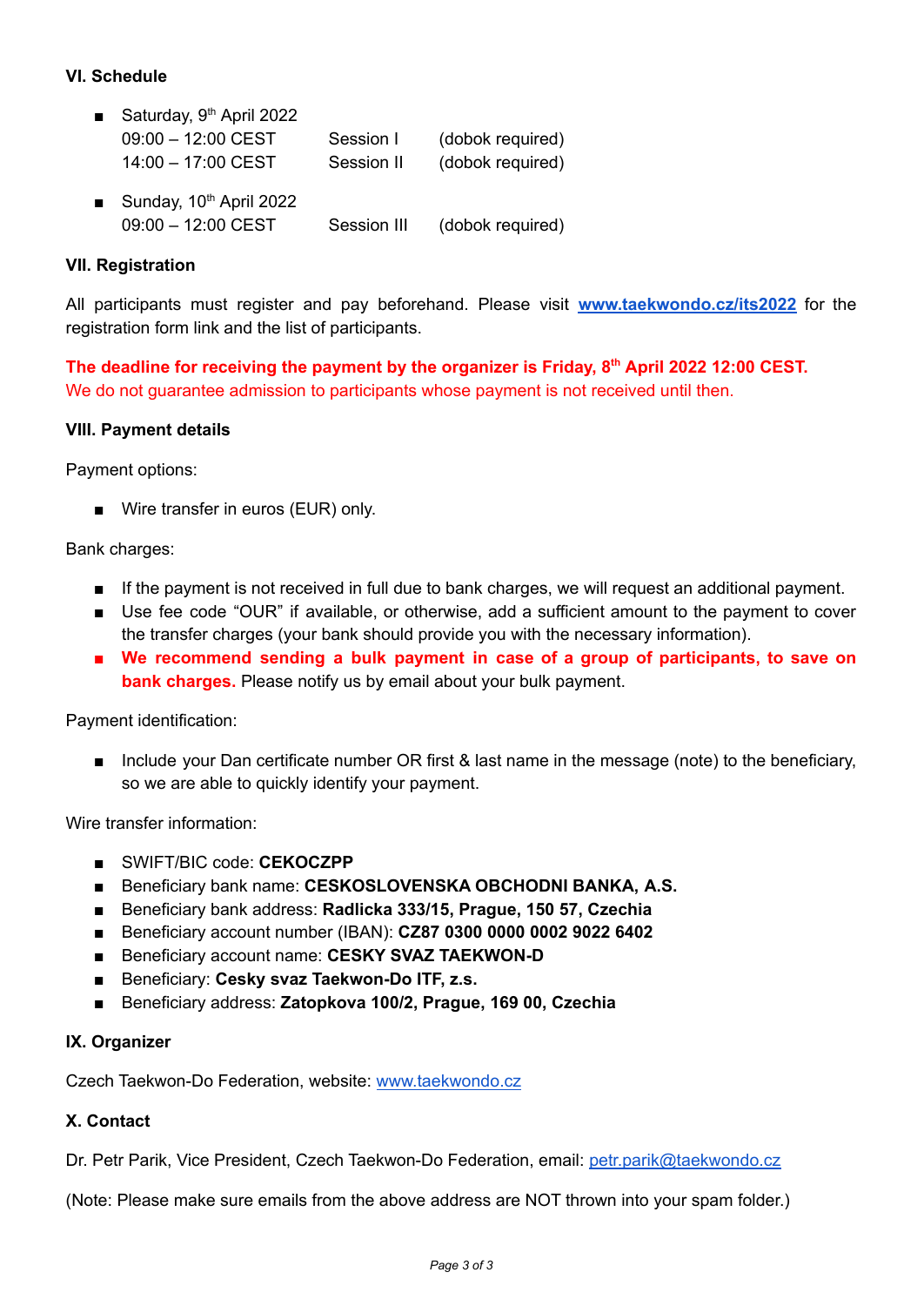### VI. Schedule

- Saturday, 9th April 2022
  09:00 – 12:00 CEST  Session I  (dobok required)
  14:00 – 17:00 CEST  Session II  (dobok required)

- Sunday, 10th April 2022
  09:00 – 12:00 CEST  Session III  (dobok required)

### VII. Registration

All participants must register and pay beforehand. Please visit **www.taekwondo.cz/its2022** for the registration form link and the list of participants.

**The deadline for receiving the payment by the organizer is Friday, 8th April 2022 12:00 CEST.**
We do not guarantee admission to participants whose payment is not received until then.

### VIII. Payment details

Payment options:

- Wire transfer in euros (EUR) only.

Bank charges:

- If the payment is not received in full due to bank charges, we will request an additional payment.
- Use fee code "OUR" if available, or otherwise, add a sufficient amount to the payment to cover the transfer charges (your bank should provide you with the necessary information).
- **We recommend sending a bulk payment in case of a group of participants, to save on bank charges.** Please notify us by email about your bulk payment.

Payment identification:

- Include your Dan certificate number OR first & last name in the message (note) to the beneficiary, so we are able to quickly identify your payment.

Wire transfer information:

- SWIFT/BIC code: **CEKOCZPP**
- Beneficiary bank name: **CESKOSLOVENSKA OBCHODNI BANKA, A.S.**
- Beneficiary bank address: **Radlicka 333/15, Prague, 150 57, Czechia**
- Beneficiary account number (IBAN): **CZ87 0300 0000 0002 9022 6402**
- Beneficiary account name: **CESKY SVAZ TAEKWON-D**
- Beneficiary: **Cesky svaz Taekwon-Do ITF, z.s.**
- Beneficiary address: **Zatopkova 100/2, Prague, 169 00, Czechia**

### IX. Organizer

Czech Taekwon-Do Federation, website: www.taekwondo.cz

### X. Contact

Dr. Petr Parik, Vice President, Czech Taekwon-Do Federation, email: petr.parik@taekwondo.cz

(Note: Please make sure emails from the above address are NOT thrown into your spam folder.)